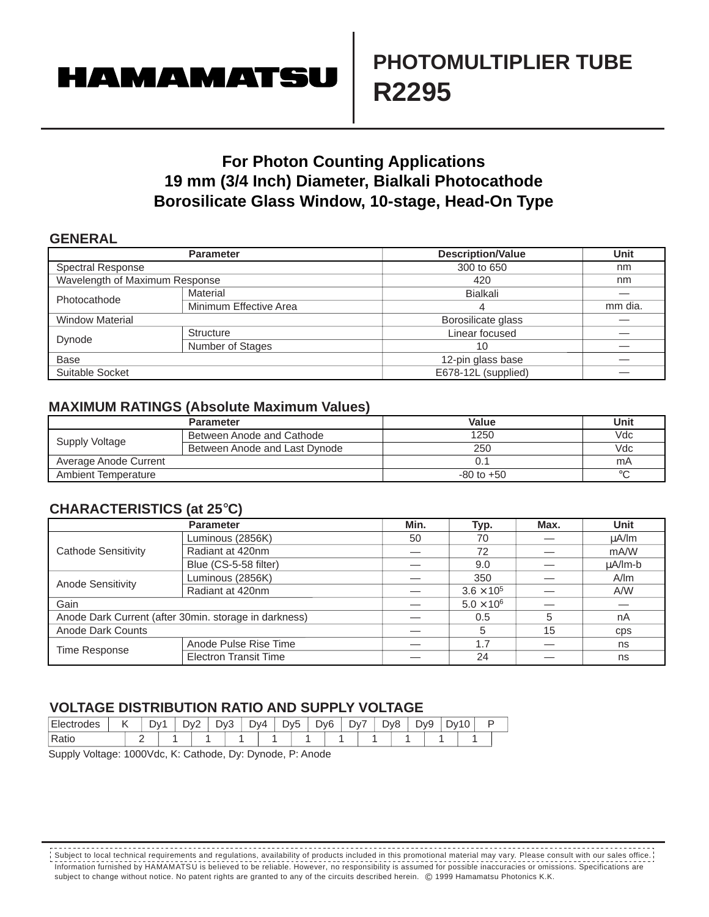# HAMAMATSU

# PHOTOMULTIPLIER TUBE R2295

## For Photon Counting Applications
## 19 mm (3/4 Inch) Diameter, Bialkali Photocathode
## Borosilicate Glass Window, 10-stage, Head-On Type

### GENERAL

| Parameter | | Description/Value | Unit |
|---|---|---|---|
| Spectral Response | | 300 to 650 | nm |
| Wavelength of Maximum Response | | 420 | nm |
| Photocathode | Material | Bialkali | — |
| | Minimum Effective Area | 4 | mm dia. |
| Window Material | | Borosilicate glass | — |
| Dynode | Structure | Linear focused | — |
| | Number of Stages | 10 | — |
| Base | | 12-pin glass base | — |
| Suitable Socket | | E678-12L (supplied) | — |

### MAXIMUM RATINGS (Absolute Maximum Values)

| Parameter | | Value | Unit |
|---|---|---|---|
| Supply Voltage | Between Anode and Cathode | 1250 | Vdc |
| | Between Anode and Last Dynode | 250 | Vdc |
| Average Anode Current | | 0.1 | mA |
| Ambient Temperature | | -80 to +50 | °C |

### CHARACTERISTICS (at 25°C)

| Parameter | | Min. | Typ. | Max. | Unit |
|---|---|---|---|---|---|
| Cathode Sensitivity | Luminous (2856K) | 50 | 70 | — | µA/lm |
| | Radiant at 420nm | — | 72 | — | mA/W |
| | Blue (CS-5-58 filter) | — | 9.0 | — | µA/lm-b |
| Anode Sensitivity | Luminous (2856K) | — | 350 | — | A/lm |
| | Radiant at 420nm | — | $3.6 \times 10^5$ | — | A/W |
| Gain | | — | $5.0 \times 10^6$ | — | — |
| Anode Dark Current (after 30min. storage in darkness) | | — | 0.5 | 5 | nA |
| Anode Dark Counts | | — | 5 | 15 | cps |
| Time Response | Anode Pulse Rise Time | — | 1.7 | — | ns |
| | Electron Transit Time | — | 24 | — | ns |

### VOLTAGE DISTRIBUTION RATIO AND SUPPLY VOLTAGE

| Electrodes | K | | Dy1 | | Dy2 | | Dy3 | | Dy4 | | Dy5 | | Dy6 | | Dy7 | | Dy8 | | Dy9 | | Dy10 | | P |
|---|---|---|---|---|---|---|---|---|---|---|---|---|---|---|---|---|---|---|---|---|---|---|---|
| Ratio | | 2 | | 1 | | 1 | | 1 | | 1 | | 1 | | 1 | | 1 | | 1 | | 1 | | 1 | |

Supply Voltage: 1000Vdc, K: Cathode, Dy: Dynode, P: Anode

Subject to local technical requirements and regulations, availability of products included in this promotional material may vary. Please consult with our sales office.
Information furnished by HAMAMATSU is believed to be reliable. However, no responsibility is assumed for possible inaccuracies or omissions. Specifications are subject to change without notice. No patent rights are granted to any of the circuits described herein. © 1999 Hamamatsu Photonics K.K.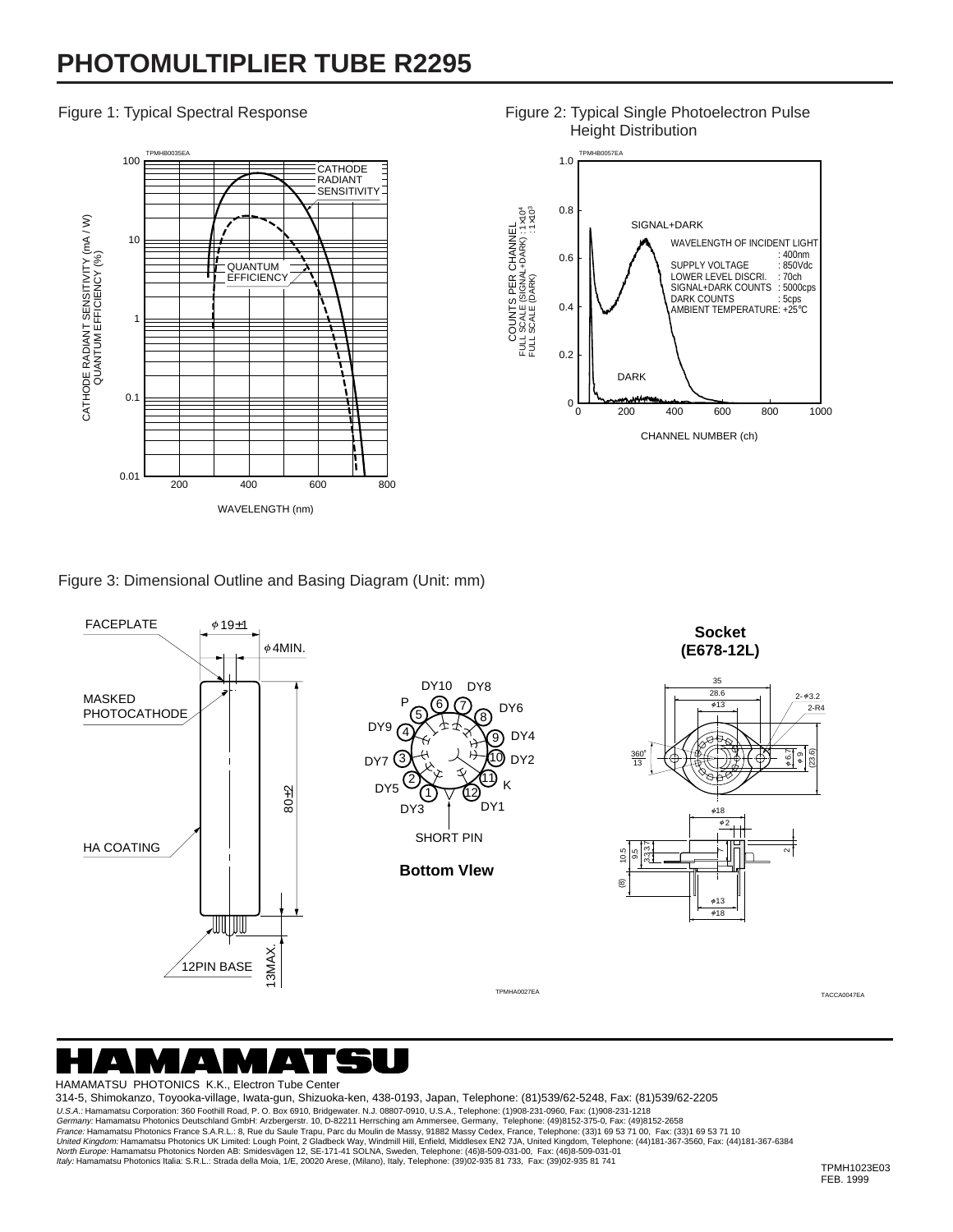# PHOTOMULTIPLIER TUBE R2295

Figure 1: Typical Spectral Response

TPMHB0035EA

CATHODE RADIANT SENSITIVITY (mA / W)
QUANTUM EFFICIENCY (%)

100
10
1
0.1
0.01

CATHODE
RADIANT
SENSITIVITY

QUANTUM
EFFICIENCY

200
400
600
800

WAVELENGTH (nm)

Figure 2: Typical Single Photoelectron Pulse Height Distribution

TPMHB0057EA

COUNTS PER CHANNEL
FULL SCALE (SIGNAL+DARK) : $1\times10^4$
FULL SCALE (DARK) : $1\times10^3$

1.0
0.8
0.6
0.4
0.2
0

SIGNAL+DARK

WAVELENGTH OF INCIDENT LIGHT : 400nm
SUPPLY VOLTAGE : 850Vdc
LOWER LEVEL DISCRI. : 70ch
SIGNAL+DARK COUNTS : 5000cps
DARK COUNTS : 5cps
AMBIENT TEMPERATURE: +25°C

DARK

0
200
400
600
800
1000

CHANNEL NUMBER (ch)

Figure 3: Dimensional Outline and Basing Diagram (Unit: mm)

FACEPLATE

φ19±1

φ4MIN.

MASKED PHOTOCATHODE

80±2

HA COATING

12PIN BASE

13MAX.

DY10 DY8
P
DY6
DY9
DY4
DY7
DY2
DY5
K
DY3
DY1
SHORT PIN

**Bottom VIew**

TPMHA0027EA

**Socket (E678-12L)**

35
28.6
φ13
2- φ3.2
2-R4
360°/13
φ6.7
φ9
(23.6)
φ18
φ2
10.5
9.5
3.3
3.7
2
(8)
φ13
φ18

TACCA0047EA

# HAMAMATSU

HAMAMATSU PHOTONICS K.K., Electron Tube Center
314-5, Shimokanzo, Toyooka-village, Iwata-gun, Shizuoka-ken, 438-0193, Japan, Telephone: (81)539/62-5248, Fax: (81)539/62-2205
*U.S.A.:* Hamamatsu Corporation: 360 Foothill Road, P. O. Box 6910, Bridgewater. N.J. 08807-0910, U.S.A., Telephone: (1)908-231-0960, Fax: (1)908-231-1218
*Germany:* Hamamatsu Photonics Deutschland GmbH: Arzbergerstr. 10, D-82211 Herrsching am Ammersee, Germany, Telephone: (49)8152-375-0, Fax: (49)8152-2658
*France:* Hamamatsu Photonics France S.A.R.L.: 8, Rue du Saule Trapu, Parc du Moulin de Massy, 91882 Massy Cedex, France, Telephone: (33)1 69 53 71 00, Fax: (33)1 69 53 71 10
*United Kingdom:* Hamamatsu Photonics UK Limited: Lough Point, 2 Gladbeck Way, Windmill Hill, Enfield, Middlesex EN2 7JA, United Kingdom, Telephone: (44)181-367-3560, Fax: (44)181-367-6384
*North Europe:* Hamamatsu Photonics Norden AB: Smidesvägen 12, SE-171-41 SOLNA, Sweden, Telephone: (46)8-509-031-00, Fax: (46)8-509-031-01
*Italy:* Hamamatsu Photonics Italia: S.R.L.: Strada della Moia, 1/E, 20020 Arese, (Milano), Italy, Telephone: (39)02-935 81 733, Fax: (39)02-935 81 741

TPMH1023E03
FEB. 1999